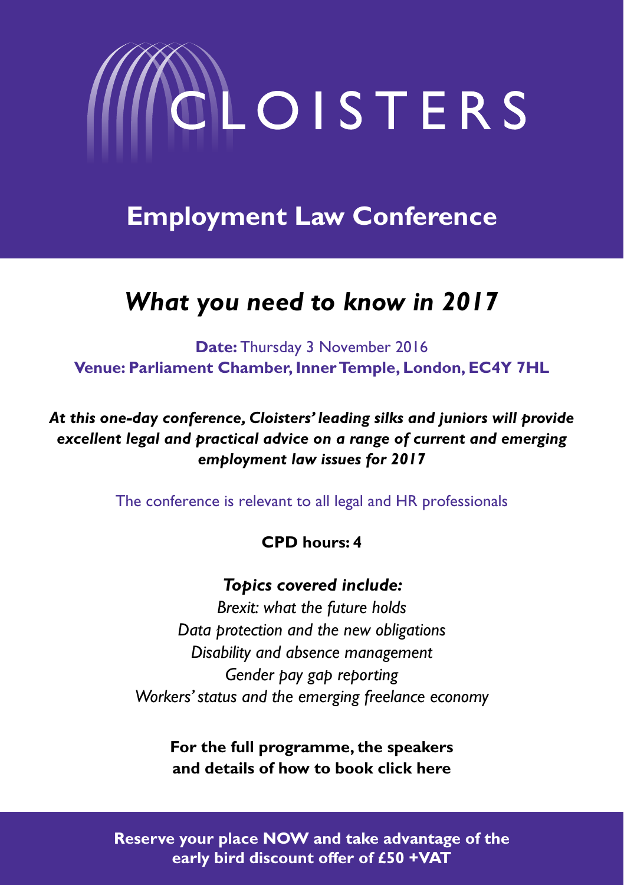# CLOISTERS

## Employment Law Conference

## *What you need to know in 2017*

**Date:** Thursday 3 November 2016
**Venue: Parliament Chamber, Inner Temple, London, EC4Y 7HL**

***At this one-day conference, Cloisters' leading silks and juniors will provide excellent legal and practical advice on a range of current and emerging employment law issues for 2017***

The conference is relevant to all legal and HR professionals

**CPD hours: 4**

***Topics covered include:***

*Brexit: what the future holds*
*Data protection and the new obligations*
*Disability and absence management*
*Gender pay gap reporting*
*Workers' status and the emerging freelance economy*

**For the full programme, the speakers and details of how to book click here**

**Reserve your place NOW and take advantage of the early bird discount offer of £50 +VAT**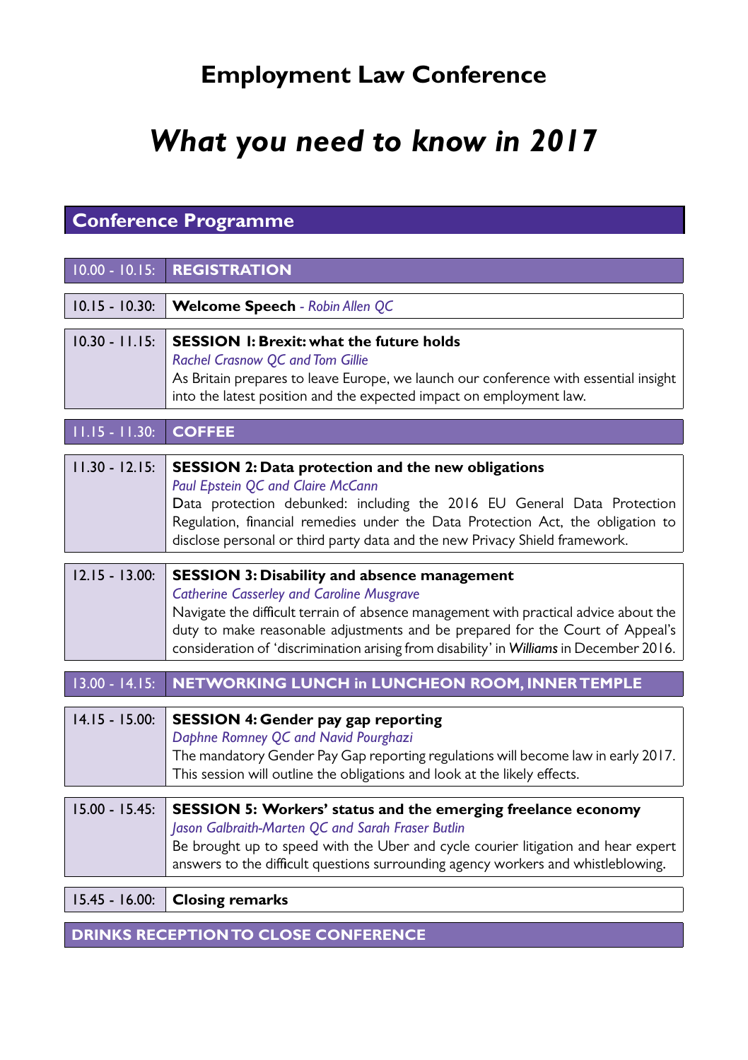# Employment Law Conference

## *What you need to know in 2017*

## Conference Programme

| Time | Programme |
|---|---|
| 10.00 - 10.15: | **REGISTRATION** |
| 10.15 - 10.30: | **Welcome Speech** - *Robin Allen QC* |
| 10.30 - 11.15: | **SESSION 1: Brexit: what the future holds**<br>*Rachel Crasnow QC and Tom Gillie*<br>As Britain prepares to leave Europe, we launch our conference with essential insight into the latest position and the expected impact on employment law. |
| 11.15 - 11.30: | **COFFEE** |
| 11.30 - 12.15: | **SESSION 2: Data protection and the new obligations**<br>*Paul Epstein QC and Claire McCann*<br>Data protection debunked: including the 2016 EU General Data Protection Regulation, financial remedies under the Data Protection Act, the obligation to disclose personal or third party data and the new Privacy Shield framework. |
| 12.15 - 13.00: | **SESSION 3: Disability and absence management**<br>*Catherine Casserley and Caroline Musgrave*<br>Navigate the difficult terrain of absence management with practical advice about the duty to make reasonable adjustments and be prepared for the Court of Appeal's consideration of 'discrimination arising from disability' in *Williams* in December 2016. |
| 13.00 - 14.15: | **NETWORKING LUNCH in LUNCHEON ROOM, INNER TEMPLE** |
| 14.15 - 15.00: | **SESSION 4: Gender pay gap reporting**<br>*Daphne Romney QC and Navid Pourghazi*<br>The mandatory Gender Pay Gap reporting regulations will become law in early 2017. This session will outline the obligations and look at the likely effects. |
| 15.00 - 15.45: | **SESSION 5: Workers' status and the emerging freelance economy**<br>*Jason Galbraith-Marten QC and Sarah Fraser Butlin*<br>Be brought up to speed with the Uber and cycle courier litigation and hear expert answers to the difficult questions surrounding agency workers and whistleblowing. |
| 15.45 - 16.00: | **Closing remarks** |

**DRINKS RECEPTION TO CLOSE CONFERENCE**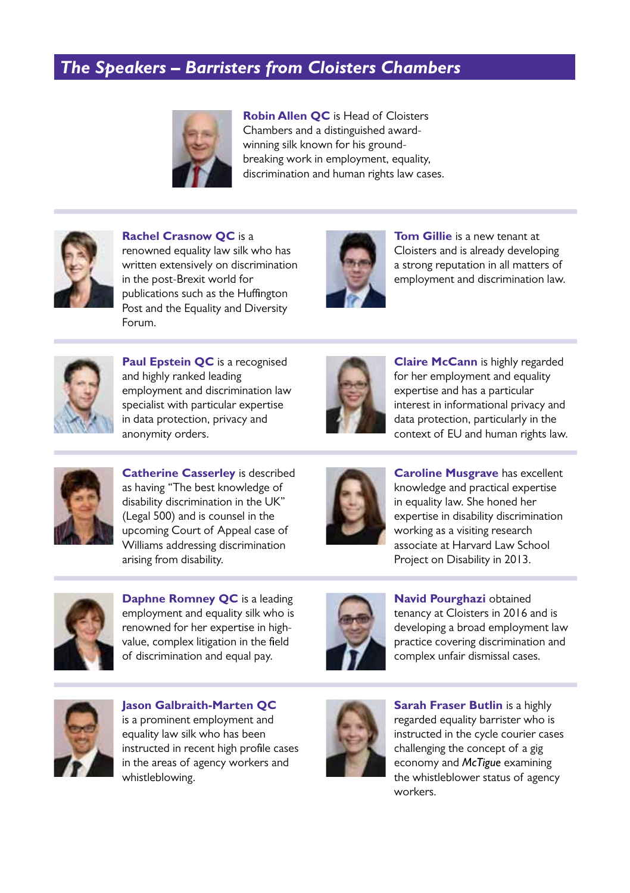## The Speakers – Barristers from Cloisters Chambers

**Robin Allen QC** is Head of Cloisters Chambers and a distinguished award-winning silk known for his ground-breaking work in employment, equality, discrimination and human rights law cases.

**Rachel Crasnow QC** is a renowned equality law silk who has written extensively on discrimination in the post-Brexit world for publications such as the Huffington Post and the Equality and Diversity Forum.

**Tom Gillie** is a new tenant at Cloisters and is already developing a strong reputation in all matters of employment and discrimination law.

**Paul Epstein QC** is a recognised and highly ranked leading employment and discrimination law specialist with particular expertise in data protection, privacy and anonymity orders.

**Claire McCann** is highly regarded for her employment and equality expertise and has a particular interest in informational privacy and data protection, particularly in the context of EU and human rights law.

**Catherine Casserley** is described as having "The best knowledge of disability discrimination in the UK" (Legal 500) and is counsel in the upcoming Court of Appeal case of Williams addressing discrimination arising from disability.

**Caroline Musgrave** has excellent knowledge and practical expertise in equality law. She honed her expertise in disability discrimination working as a visiting research associate at Harvard Law School Project on Disability in 2013.

**Daphne Romney QC** is a leading employment and equality silk who is renowned for her expertise in high-value, complex litigation in the field of discrimination and equal pay.

**Navid Pourghazi** obtained tenancy at Cloisters in 2016 and is developing a broad employment law practice covering discrimination and complex unfair dismissal cases.

**Jason Galbraith-Marten QC** is a prominent employment and equality law silk who has been instructed in recent high profile cases in the areas of agency workers and whistleblowing.

**Sarah Fraser Butlin** is a highly regarded equality barrister who is instructed in the cycle courier cases challenging the concept of a gig economy and *McTigue* examining the whistleblower status of agency workers.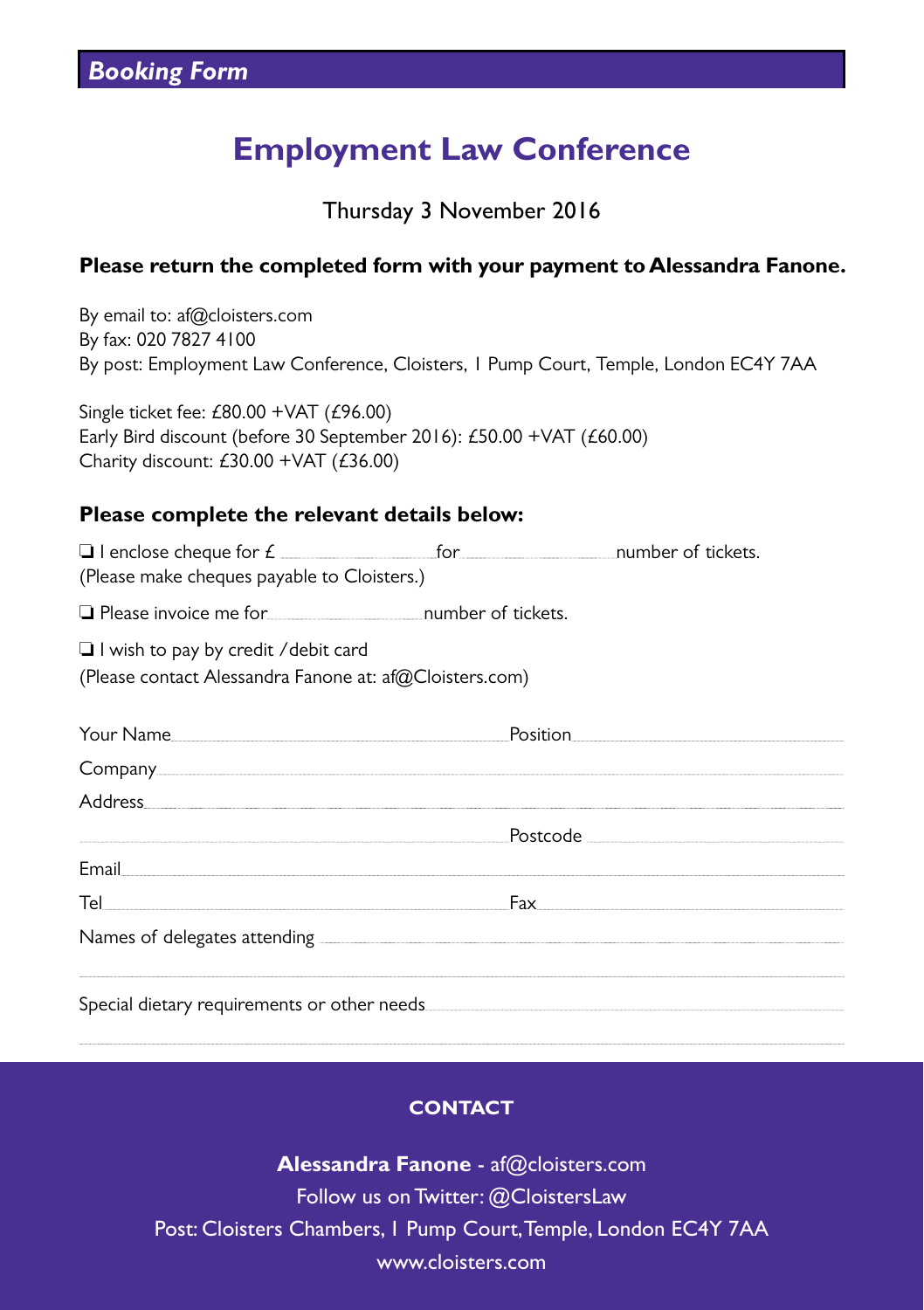*Booking Form*

# Employment Law Conference

Thursday 3 November 2016

**Please return the completed form with your payment to Alessandra Fanone.**

By email to: af@cloisters.com
By fax: 020 7827 4100
By post: Employment Law Conference, Cloisters, 1 Pump Court, Temple, London EC4Y 7AA

Single ticket fee: £80.00 +VAT (£96.00)
Early Bird discount (before 30 September 2016): £50.00 +VAT (£60.00)
Charity discount: £30.00 +VAT (£36.00)

## Please complete the relevant details below:

❑ I enclose cheque for £ ______________ for ______________ number of tickets.
(Please make cheques payable to Cloisters.)

❑ Please invoice me for ______________ number of tickets.

❑ I wish to pay by credit /debit card
(Please contact Alessandra Fanone at: af@Cloisters.com)

Your Name ______________ Position ______________

Company ______________

Address ______________

______________ Postcode ______________

Email ______________

Tel ______________ Fax ______________

Names of delegates attending ______________

______________

Special dietary requirements or other needs ______________

______________

**CONTACT**

**Alessandra Fanone** - af@cloisters.com
Follow us on Twitter: @CloistersLaw
Post: Cloisters Chambers, 1 Pump Court, Temple, London EC4Y 7AA
www.cloisters.com